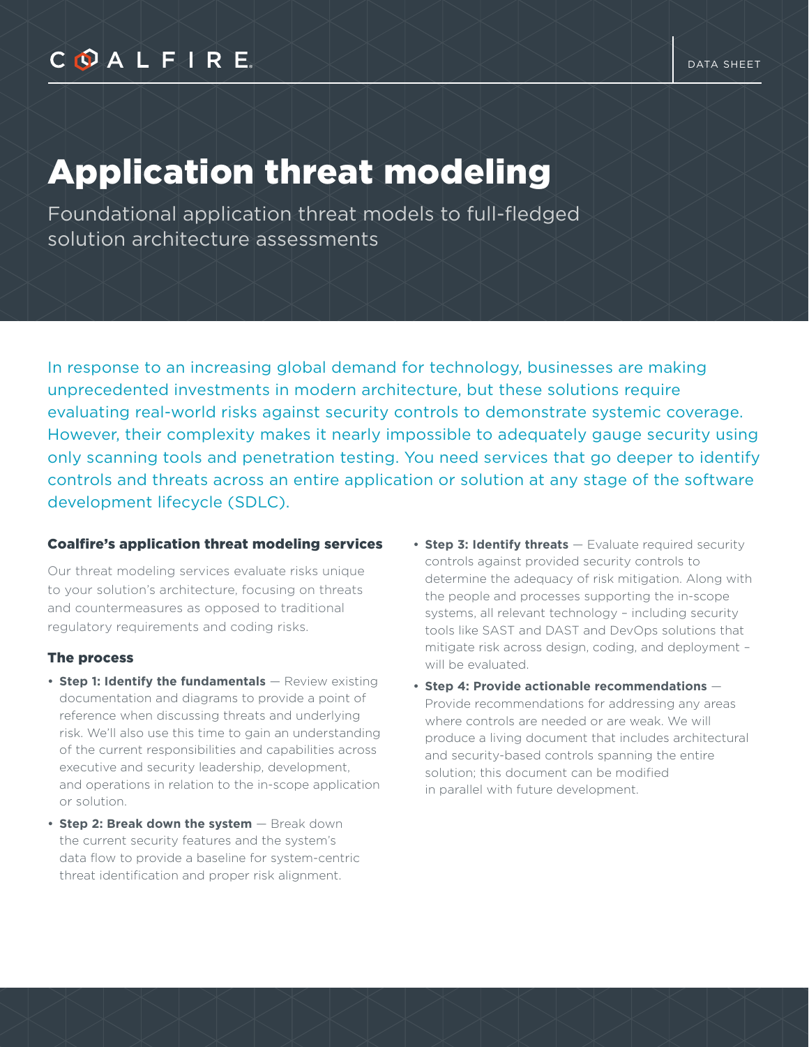COALFIRE

DATA SHEET

# Application threat modeling

Foundational application threat models to full-fledged solution architecture assessments

In response to an increasing global demand for technology, businesses are making unprecedented investments in modern architecture, but these solutions require evaluating real-world risks against security controls to demonstrate systemic coverage. However, their complexity makes it nearly impossible to adequately gauge security using only scanning tools and penetration testing. You need services that go deeper to identify controls and threats across an entire application or solution at any stage of the software development lifecycle (SDLC).

## Coalfire's application threat modeling services

Our threat modeling services evaluate risks unique to your solution's architecture, focusing on threats and countermeasures as opposed to traditional regulatory requirements and coding risks.

### The process

- **Step 1: Identify the fundamentals** — Review existing documentation and diagrams to provide a point of reference when discussing threats and underlying risk. We'll also use this time to gain an understanding of the current responsibilities and capabilities across executive and security leadership, development, and operations in relation to the in-scope application or solution.
- **Step 2: Break down the system** — Break down the current security features and the system's data flow to provide a baseline for system-centric threat identification and proper risk alignment.
- **Step 3: Identify threats** — Evaluate required security controls against provided security controls to determine the adequacy of risk mitigation. Along with the people and processes supporting the in-scope systems, all relevant technology – including security tools like SAST and DAST and DevOps solutions that mitigate risk across design, coding, and deployment – will be evaluated.
- **Step 4: Provide actionable recommendations** — Provide recommendations for addressing any areas where controls are needed or are weak. We will produce a living document that includes architectural and security-based controls spanning the entire solution; this document can be modified in parallel with future development.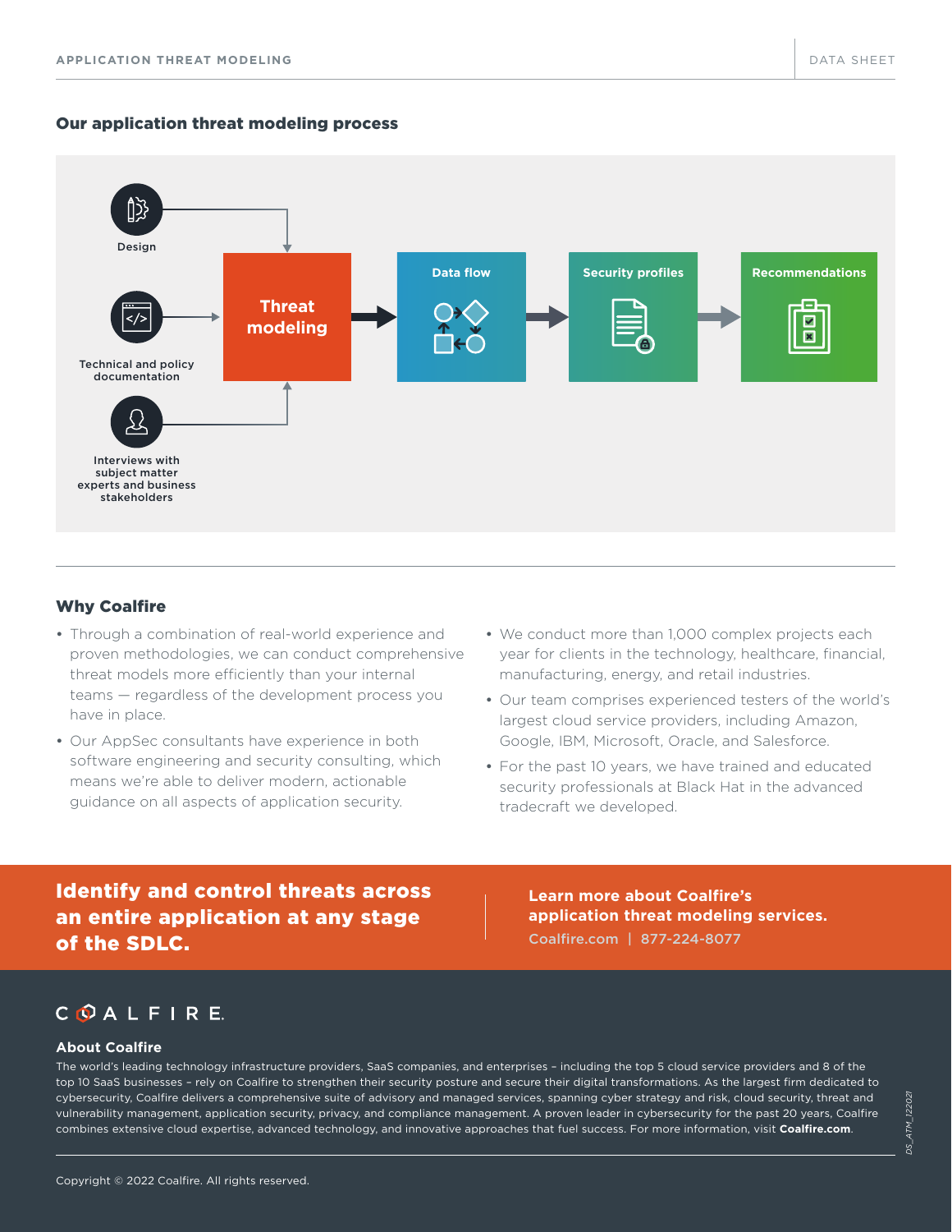## Our application threat modeling process

Design

Technical and policy documentation

Interviews with subject matter experts and business stakeholders

Threat modeling

Data flow

Security profiles

Recommendations

## Why Coalfire

- Through a combination of real-world experience and proven methodologies, we can conduct comprehensive threat models more efficiently than your internal teams — regardless of the development process you have in place.
- Our AppSec consultants have experience in both software engineering and security consulting, which means we're able to deliver modern, actionable guidance on all aspects of application security.
- We conduct more than 1,000 complex projects each year for clients in the technology, healthcare, financial, manufacturing, energy, and retail industries.
- Our team comprises experienced testers of the world's largest cloud service providers, including Amazon, Google, IBM, Microsoft, Oracle, and Salesforce.
- For the past 10 years, we have trained and educated security professionals at Black Hat in the advanced tradecraft we developed.

**Identify and control threats across an entire application at any stage of the SDLC.**

**Learn more about Coalfire's application threat modeling services.**
Coalfire.com | 877-224-8077

COALFIRE.

### About Coalfire

The world's leading technology infrastructure providers, SaaS companies, and enterprises – including the top 5 cloud service providers and 8 of the top 10 SaaS businesses – rely on Coalfire to strengthen their security posture and secure their digital transformations. As the largest firm dedicated to cybersecurity, Coalfire delivers a comprehensive suite of advisory and managed services, spanning cyber strategy and risk, cloud security, threat and vulnerability management, application security, privacy, and compliance management. A proven leader in cybersecurity for the past 20 years, Coalfire combines extensive cloud expertise, advanced technology, and innovative approaches that fuel success. For more information, visit **Coalfire.com**.

Copyright © 2022 Coalfire. All rights reserved.

*DS_ATM_122021*